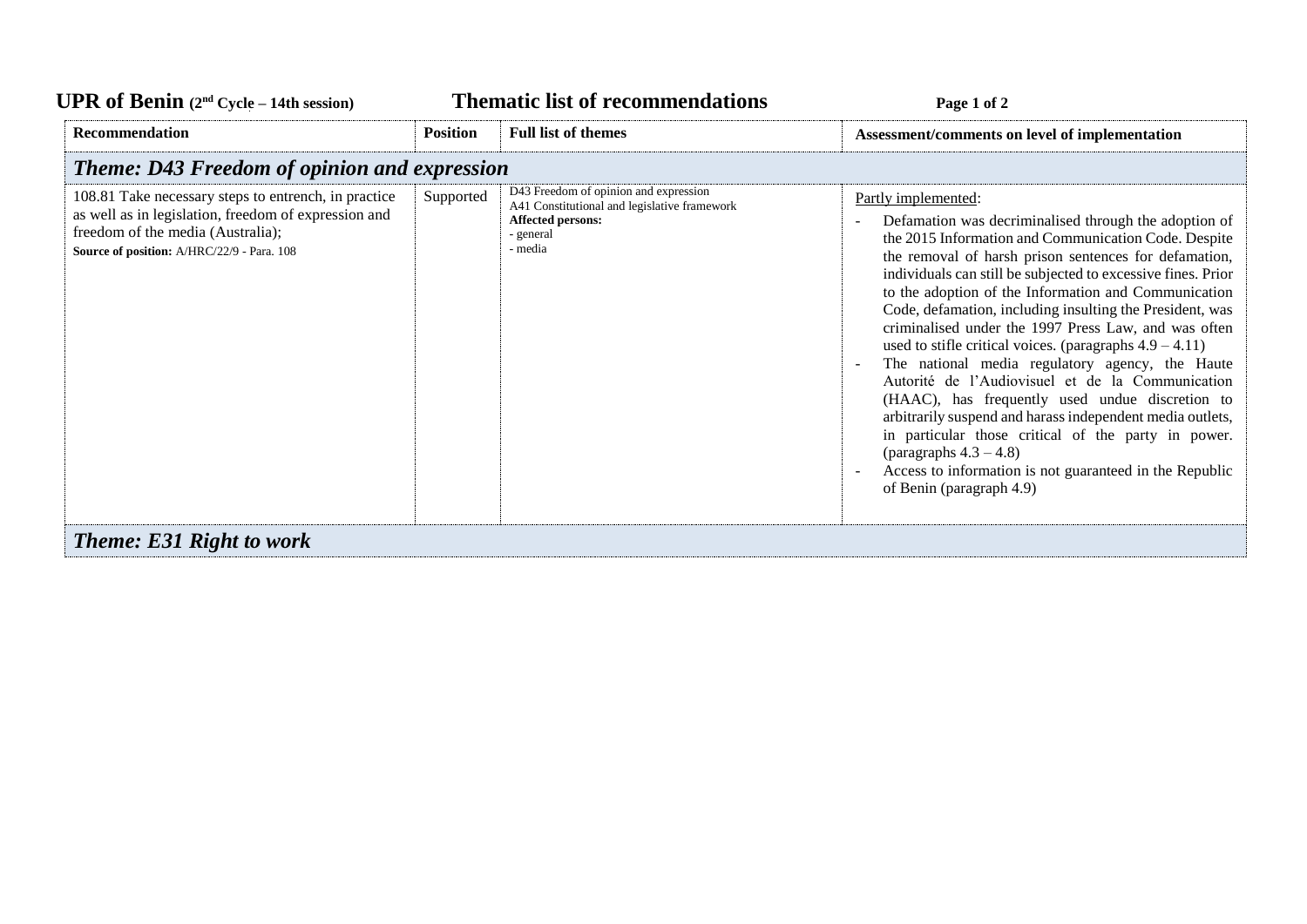# UPR of Benin (2nd Cycle – 14th session) Thematic list of recommendations

| Recommendation | Position | Full list of themes | Assessment/comments on level of implementation |
|---|---|---|---|
| ***Theme: D43 Freedom of opinion and expression*** | | | |
| 108.81 Take necessary steps to entrench, in practice as well as in legislation, freedom of expression and freedom of the media (Australia);<br>**Source of position:** A/HRC/22/9 - Para. 108 | Supported | D43 Freedom of opinion and expression<br>A41 Constitutional and legislative framework<br>**Affected persons:**<br>- general<br>- media | Partly implemented:<br>- Defamation was decriminalised through the adoption of the 2015 Information and Communication Code. Despite the removal of harsh prison sentences for defamation, individuals can still be subjected to excessive fines. Prior to the adoption of the Information and Communication Code, defamation, including insulting the President, was criminalised under the 1997 Press Law, and was often used to stifle critical voices. (paragraphs 4.9 – 4.11)<br>- The national media regulatory agency, the Haute Autorité de l'Audiovisuel et de la Communication (HAAC), has frequently used undue discretion to arbitrarily suspend and harass independent media outlets, in particular those critical of the party in power. (paragraphs 4.3 – 4.8)<br>- Access to information is not guaranteed in the Republic of Benin (paragraph 4.9) |
| ***Theme: E31 Right to work*** | | | |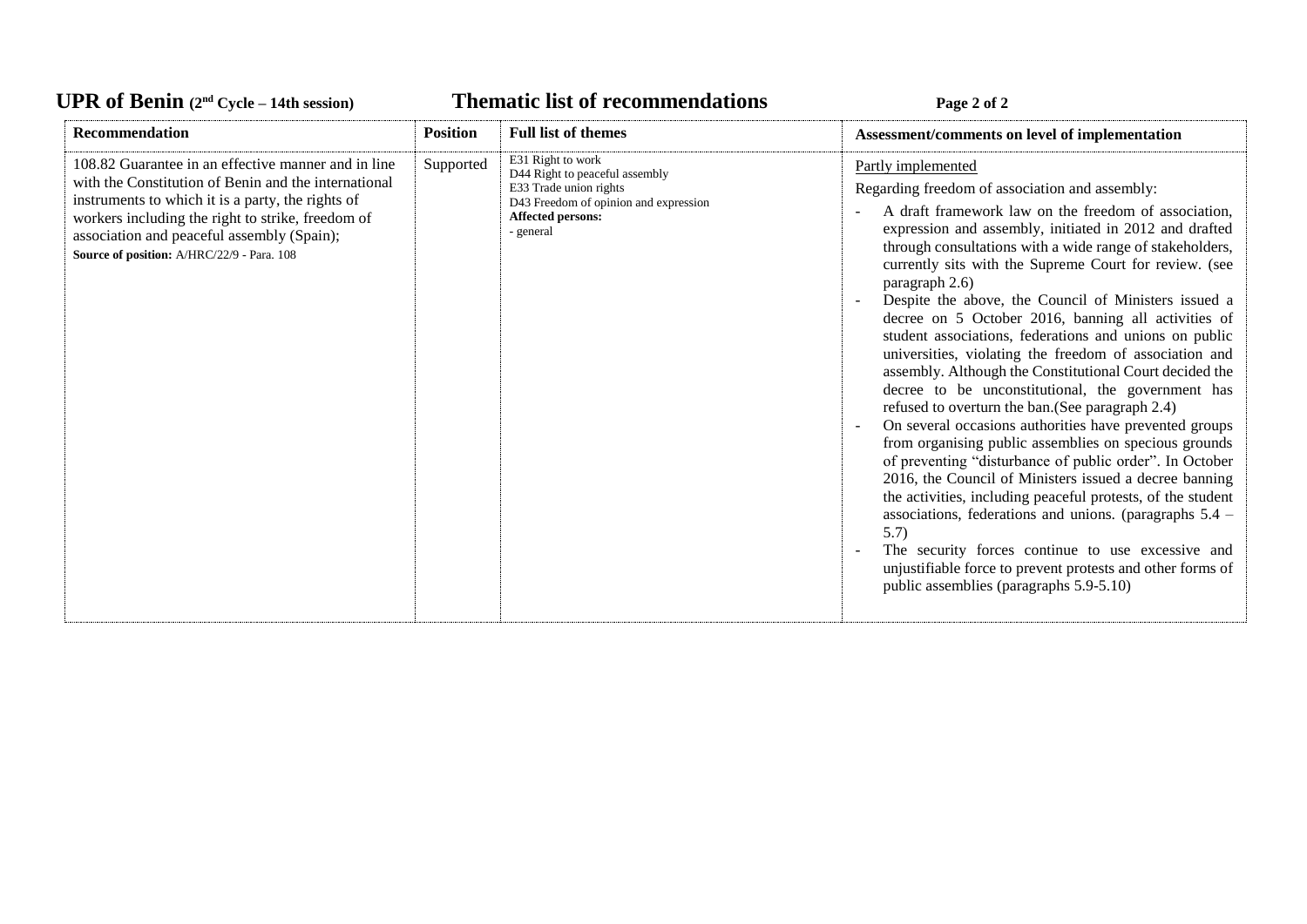# UPR of Benin (2nd Cycle – 14th session) Thematic list of recommendations

| Recommendation | Position | Full list of themes | Assessment/comments on level of implementation |
|---|---|---|---|
| 108.82 Guarantee in an effective manner and in line with the Constitution of Benin and the international instruments to which it is a party, the rights of workers including the right to strike, freedom of association and peaceful assembly (Spain);<br>**Source of position:** A/HRC/22/9 - Para. 108 | Supported | E31 Right to work<br>D44 Right to peaceful assembly<br>E33 Trade union rights<br>D43 Freedom of opinion and expression<br>**Affected persons:**<br>- general | Partly implemented<br>Regarding freedom of association and assembly:<br>- A draft framework law on the freedom of association, expression and assembly, initiated in 2012 and drafted through consultations with a wide range of stakeholders, currently sits with the Supreme Court for review. (see paragraph 2.6)<br>- Despite the above, the Council of Ministers issued a decree on 5 October 2016, banning all activities of student associations, federations and unions on public universities, violating the freedom of association and assembly. Although the Constitutional Court decided the decree to be unconstitutional, the government has refused to overturn the ban.(See paragraph 2.4)<br>- On several occasions authorities have prevented groups from organising public assemblies on specious grounds of preventing "disturbance of public order". In October 2016, the Council of Ministers issued a decree banning the activities, including peaceful protests, of the student associations, federations and unions. (paragraphs 5.4 – 5.7)<br>- The security forces continue to use excessive and unjustifiable force to prevent protests and other forms of public assemblies (paragraphs 5.9-5.10) |